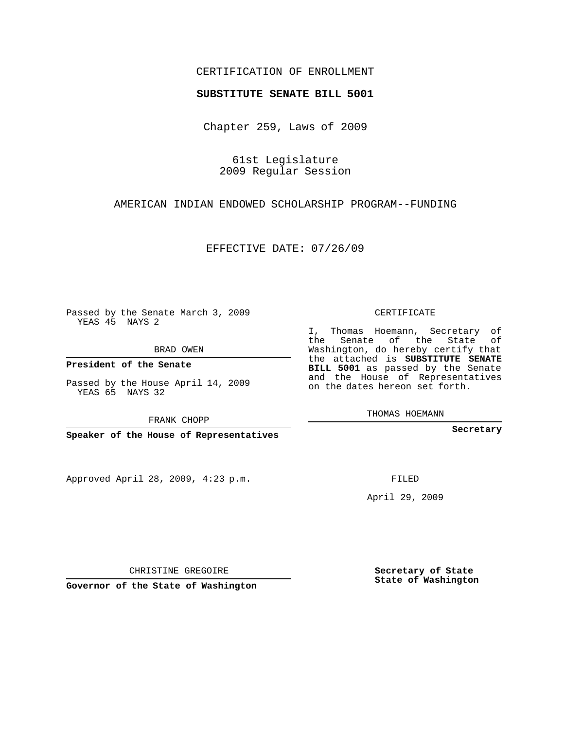CERTIFICATION OF ENROLLMENT

**SUBSTITUTE SENATE BILL 5001**

Chapter 259, Laws of 2009

61st Legislature
2009 Regular Session

AMERICAN INDIAN ENDOWED SCHOLARSHIP PROGRAM--FUNDING

EFFECTIVE DATE: 07/26/09

Passed by the Senate March 3, 2009
YEAS 45 NAYS 2

BRAD OWEN

**President of the Senate**

Passed by the House April 14, 2009
YEAS 65 NAYS 32

FRANK CHOPP

**Speaker of the House of Representatives**

CERTIFICATE

I, Thomas Hoemann, Secretary of the Senate of the State of Washington, do hereby certify that the attached is **SUBSTITUTE SENATE BILL 5001** as passed by the Senate and the House of Representatives on the dates hereon set forth.

THOMAS HOEMANN

**Secretary**

Approved April 28, 2009, 4:23 p.m.

FILED

April 29, 2009

CHRISTINE GREGOIRE

**Governor of the State of Washington**

**Secretary of State**
**State of Washington**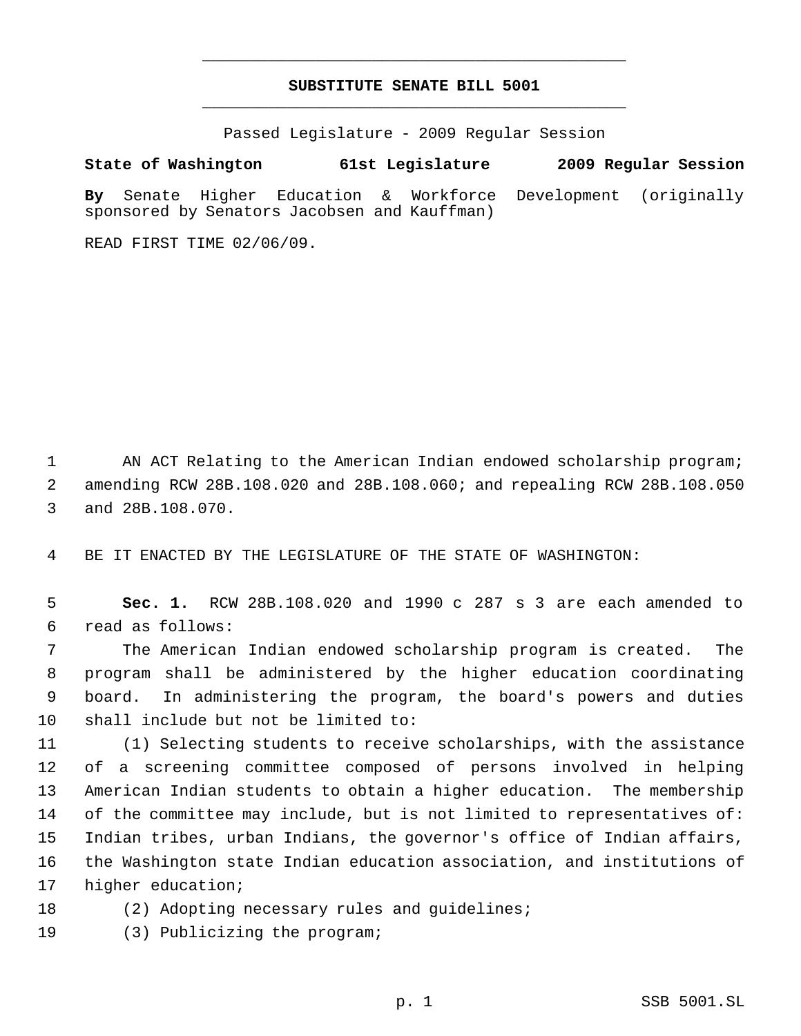# SUBSTITUTE SENATE BILL 5001

Passed Legislature - 2009 Regular Session

**State of Washington 61st Legislature 2009 Regular Session**

**By** Senate Higher Education & Workforce Development (originally sponsored by Senators Jacobsen and Kauffman)

READ FIRST TIME 02/06/09.

AN ACT Relating to the American Indian endowed scholarship program; amending RCW 28B.108.020 and 28B.108.060; and repealing RCW 28B.108.050 and 28B.108.070.

BE IT ENACTED BY THE LEGISLATURE OF THE STATE OF WASHINGTON:

**Sec. 1.** RCW 28B.108.020 and 1990 c 287 s 3 are each amended to read as follows:

The American Indian endowed scholarship program is created. The program shall be administered by the higher education coordinating board. In administering the program, the board's powers and duties shall include but not be limited to:

(1) Selecting students to receive scholarships, with the assistance of a screening committee composed of persons involved in helping American Indian students to obtain a higher education. The membership of the committee may include, but is not limited to representatives of: Indian tribes, urban Indians, the governor's office of Indian affairs, the Washington state Indian education association, and institutions of higher education;

(2) Adopting necessary rules and guidelines;

(3) Publicizing the program;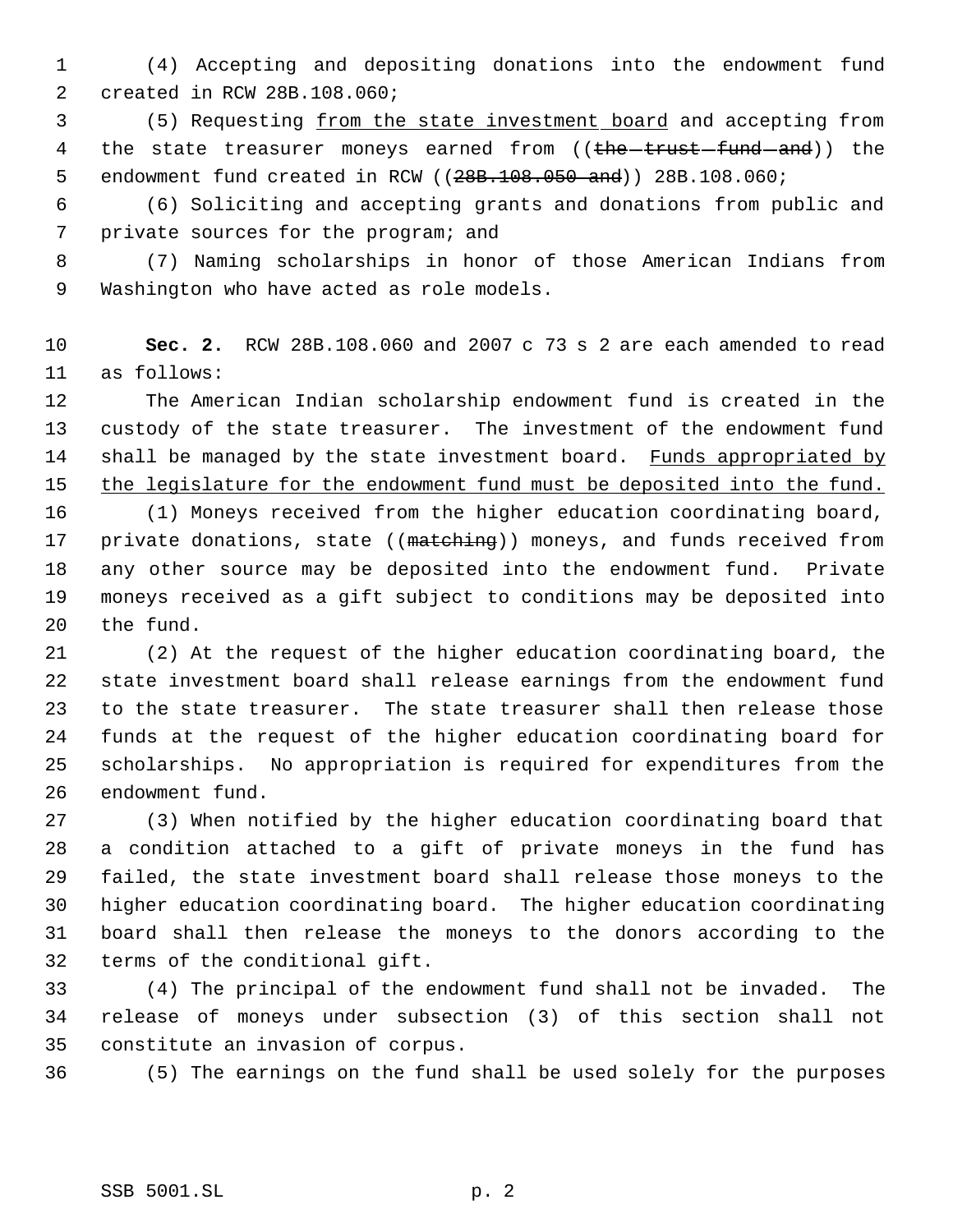(4) Accepting and depositing donations into the endowment fund created in RCW 28B.108.060;

(5) Requesting <u>from the state investment board</u> and accepting from the state treasurer moneys earned from ((~~the trust fund and~~)) the endowment fund created in RCW ((~~28B.108.050 and~~)) 28B.108.060;

(6) Soliciting and accepting grants and donations from public and private sources for the program; and

(7) Naming scholarships in honor of those American Indians from Washington who have acted as role models.

**Sec. 2.** RCW 28B.108.060 and 2007 c 73 s 2 are each amended to read as follows:

The American Indian scholarship endowment fund is created in the custody of the state treasurer. The investment of the endowment fund shall be managed by the state investment board. <u>Funds appropriated by the legislature for the endowment fund must be deposited into the fund.</u>

(1) Moneys received from the higher education coordinating board, private donations, state ((~~matching~~)) moneys, and funds received from any other source may be deposited into the endowment fund. Private moneys received as a gift subject to conditions may be deposited into the fund.

(2) At the request of the higher education coordinating board, the state investment board shall release earnings from the endowment fund to the state treasurer. The state treasurer shall then release those funds at the request of the higher education coordinating board for scholarships. No appropriation is required for expenditures from the endowment fund.

(3) When notified by the higher education coordinating board that a condition attached to a gift of private moneys in the fund has failed, the state investment board shall release those moneys to the higher education coordinating board. The higher education coordinating board shall then release the moneys to the donors according to the terms of the conditional gift.

(4) The principal of the endowment fund shall not be invaded. The release of moneys under subsection (3) of this section shall not constitute an invasion of corpus.

(5) The earnings on the fund shall be used solely for the purposes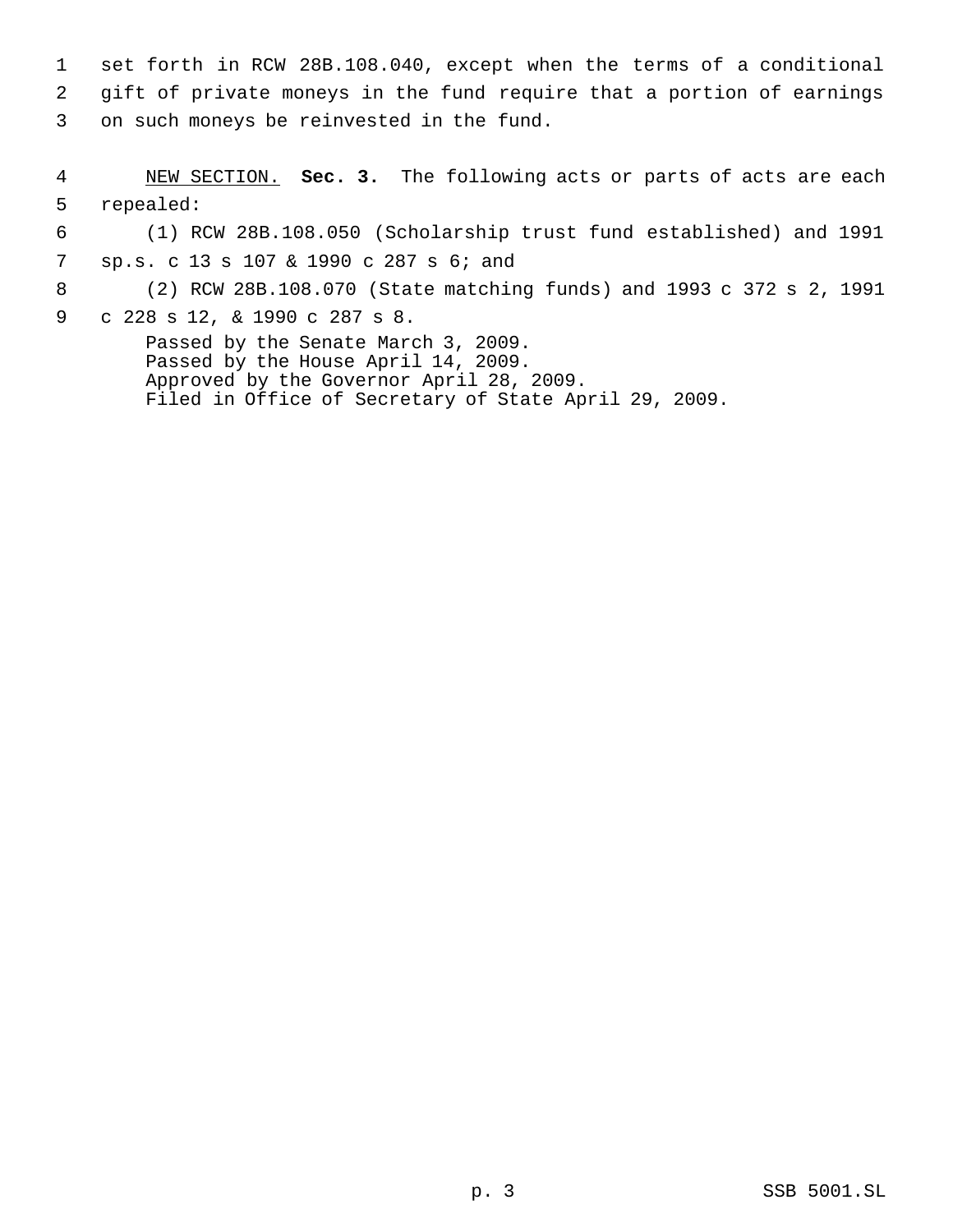set forth in RCW 28B.108.040, except when the terms of a conditional gift of private moneys in the fund require that a portion of earnings on such moneys be reinvested in the fund.

NEW SECTION. **Sec. 3.** The following acts or parts of acts are each repealed:

(1) RCW 28B.108.050 (Scholarship trust fund established) and 1991 sp.s. c 13 s 107 & 1990 c 287 s 6; and

(2) RCW 28B.108.070 (State matching funds) and 1993 c 372 s 2, 1991 c 228 s 12, & 1990 c 287 s 8.

Passed by the Senate March 3, 2009.
Passed by the House April 14, 2009.
Approved by the Governor April 28, 2009.
Filed in Office of Secretary of State April 29, 2009.